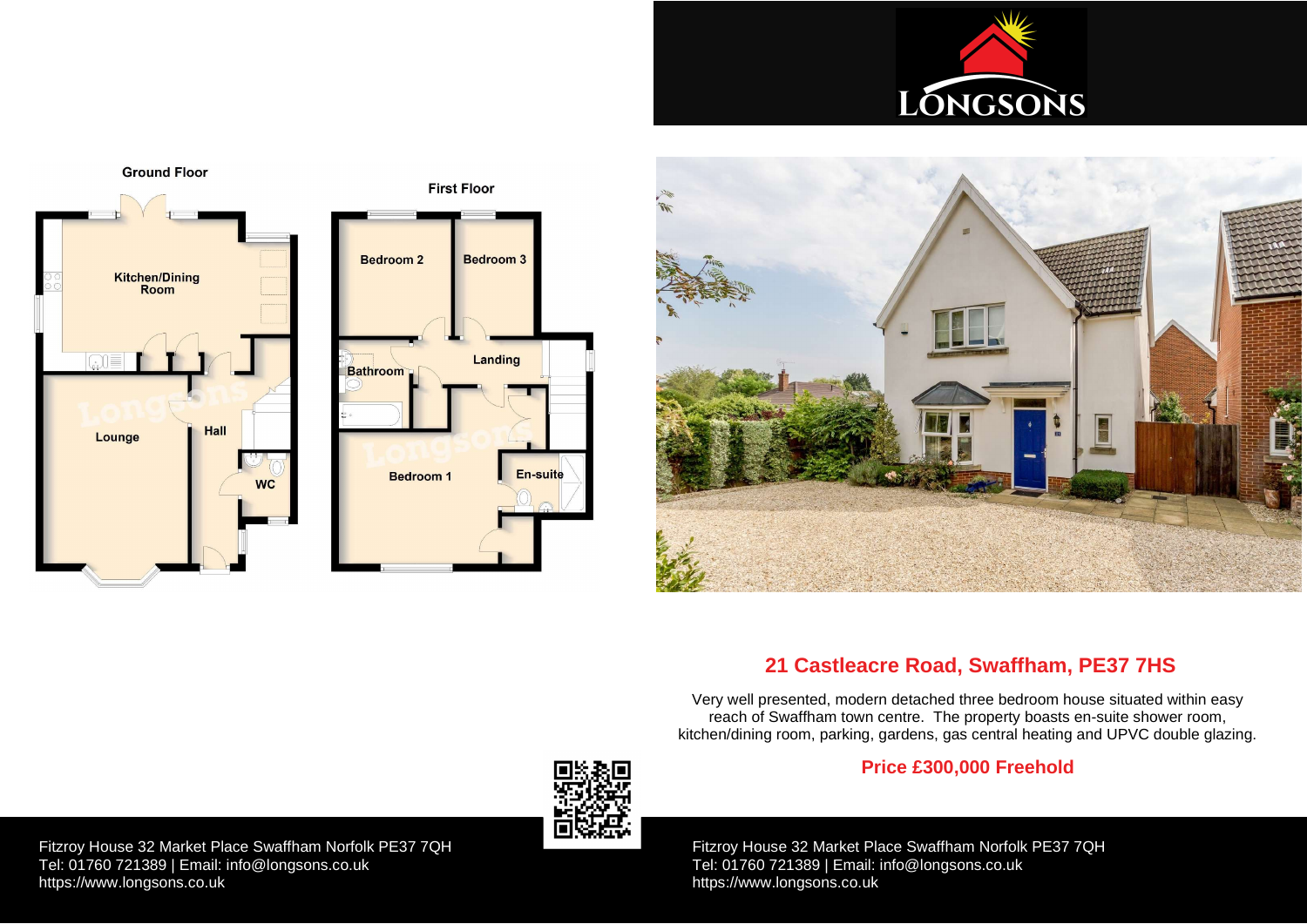LONGSONS

Ground Floor

Kitchen/Dining Room

Lounge

Hall

WC

First Floor

Bedroom 2

Bedroom 3

Landing

Bathroom

Bedroom 1

En-suite

## 21 Castleacre Road, Swaffham, PE37 7HS

Very well presented, modern detached three bedroom house situated within easy reach of Swaffham town centre. The property boasts en-suite shower room, kitchen/dining room, parking, gardens, gas central heating and UPVC double glazing.

**Price £300,000 Freehold**

Fitzroy House 32 Market Place Swaffham Norfolk PE37 7QH
Tel: 01760 721389 | Email: info@longsons.co.uk
https://www.longsons.co.uk

Fitzroy House 32 Market Place Swaffham Norfolk PE37 7QH
Tel: 01760 721389 | Email: info@longsons.co.uk
https://www.longsons.co.uk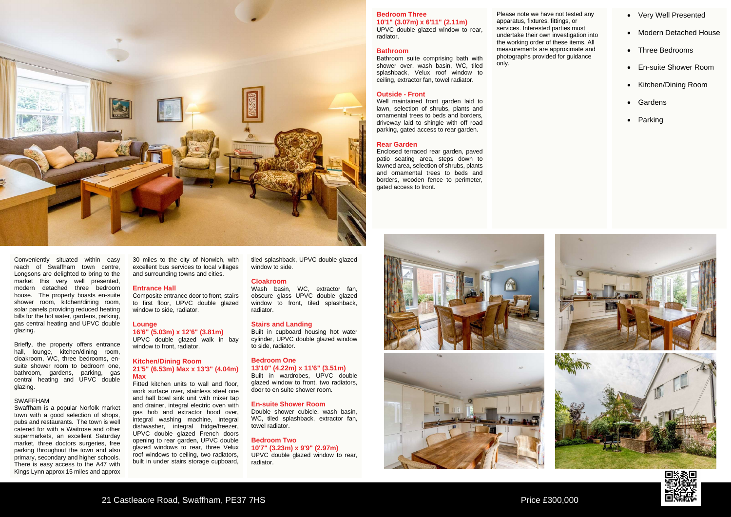Conveniently situated within easy reach of Swaffham town centre, Longsons are delighted to bring to the market this very well presented, modern detached three bedroom house. The property boasts en-suite shower room, kitchen/dining room, solar panels providing reduced heating bills for the hot water, gardens, parking, gas central heating and UPVC double glazing.

Briefly, the property offers entrance hall, lounge, kitchen/dining room, cloakroom, WC, three bedrooms, en-suite shower room to bedroom one, bathroom, gardens, parking, gas central heating and UPVC double glazing.

SWAFFHAM
Swaffham is a popular Norfolk market town with a good selection of shops, pubs and restaurants. The town is well catered for with a Waitrose and other supermarkets, an excellent Saturday market, three doctors surgeries, free parking throughout the town and also primary, secondary and higher schools. There is easy access to the A47 with Kings Lynn approx 15 miles and approx 30 miles to the city of Norwich, with excellent bus services to local villages and surrounding towns and cities.

### Entrance Hall
Composite entrance door to front, stairs to first floor, UPVC double glazed window to side, radiator.

### Lounge
**16'6" (5.03m) x 12'6" (3.81m)**
UPVC double glazed walk in bay window to front, radiator.

### Kitchen/Dining Room
**21'5" (6.53m) Max x 13'3" (4.04m) Max**
Fitted kitchen units to wall and floor, work surface over, stainless steel one and half bowl sink unit with mixer tap and drainer, integral electric oven with gas hob and extractor hood over, integral washing machine, integral dishwasher, integral fridge/freezer, UPVC double glazed French doors opening to rear garden, UPVC double glazed windows to rear, three Velux roof windows to ceiling, two radiators, built in under stairs storage cupboard, tiled splashback, UPVC double glazed window to side.

### Cloakroom
Wash basin, WC, extractor fan, obscure glass UPVC double glazed window to front, tiled splashback, radiator.

### Stairs and Landing
Built in cupboard housing hot water cylinder, UPVC double glazed window to side, radiator.

### Bedroom One
**13'10" (4.22m) x 11'6" (3.51m)**
Built in wardrobes, UPVC double glazed window to front, two radiators, door to en suite shower room.

### En-suite Shower Room
Double shower cubicle, wash basin, WC, tiled splashback, extractor fan, towel radiator.

### Bedroom Two
**10'7" (3.23m) x 9'9" (2.97m)**
UPVC double glazed window to rear, radiator.

### Bedroom Three
**10'1" (3.07m) x 6'11" (2.11m)**
UPVC double glazed window to rear, radiator.

### Bathroom
Bathroom suite comprising bath with shower over, wash basin, WC, tiled splashback, Velux roof window to ceiling, extractor fan, towel radiator.

### Outside - Front
Well maintained front garden laid to lawn, selection of shrubs, plants and ornamental trees to beds and borders, driveway laid to shingle with off road parking, gated access to rear garden.

### Rear Garden
Enclosed terraced rear garden, paved patio seating area, steps down to lawned area, selection of shrubs, plants and ornamental trees to beds and borders, wooden fence to perimeter, gated access to front.

Please note we have not tested any apparatus, fixtures, fittings, or services. Interested parties must undertake their own investigation into the working order of these items. All measurements are approximate and photographs provided for guidance only.

- Very Well Presented
- Modern Detached House
- Three Bedrooms
- En-suite Shower Room
- Kitchen/Dining Room
- Gardens
- Parking

21 Castleacre Road, Swaffham, PE37 7HS

Price £300,000